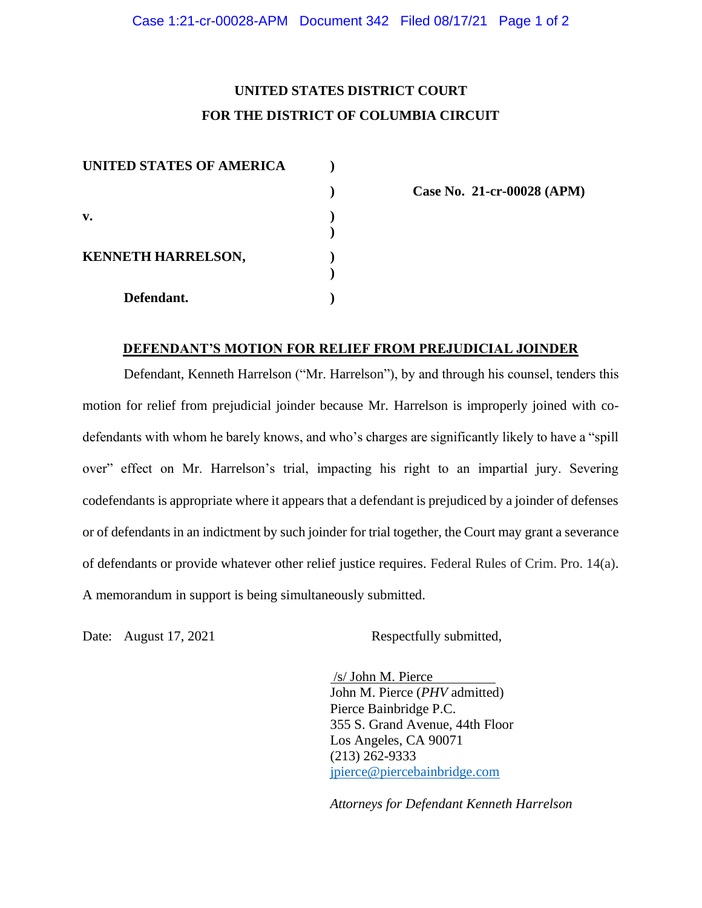**UNITED STATES DISTRICT COURT**
**FOR THE DISTRICT OF COLUMBIA CIRCUIT**

| | | |
|---|---|---|
| **UNITED STATES OF AMERICA** | ) | |
| | ) | **Case No. 21-cr-00028 (APM)** |
| **v.** | ) | |
| | ) | |
| **KENNETH HARRELSON,** | ) | |
| | ) | |
| **Defendant.** | ) | |

## DEFENDANT'S MOTION FOR RELIEF FROM PREJUDICIAL JOINDER

Defendant, Kenneth Harrelson ("Mr. Harrelson"), by and through his counsel, tenders this motion for relief from prejudicial joinder because Mr. Harrelson is improperly joined with co-defendants with whom he barely knows, and who's charges are significantly likely to have a "spill over" effect on Mr. Harrelson's trial, impacting his right to an impartial jury. Severing codefendants is appropriate where it appears that a defendant is prejudiced by a joinder of defenses or of defendants in an indictment by such joinder for trial together, the Court may grant a severance of defendants or provide whatever other relief justice requires. Federal Rules of Crim. Pro. 14(a). A memorandum in support is being simultaneously submitted.

Date: August 17, 2021

Respectfully submitted,

/s/ John M. Pierce
John M. Pierce (*PHV* admitted)
Pierce Bainbridge P.C.
355 S. Grand Avenue, 44th Floor
Los Angeles, CA 90071
(213) 262-9333
jpierce@piercebainbridge.com

*Attorneys for Defendant Kenneth Harrelson*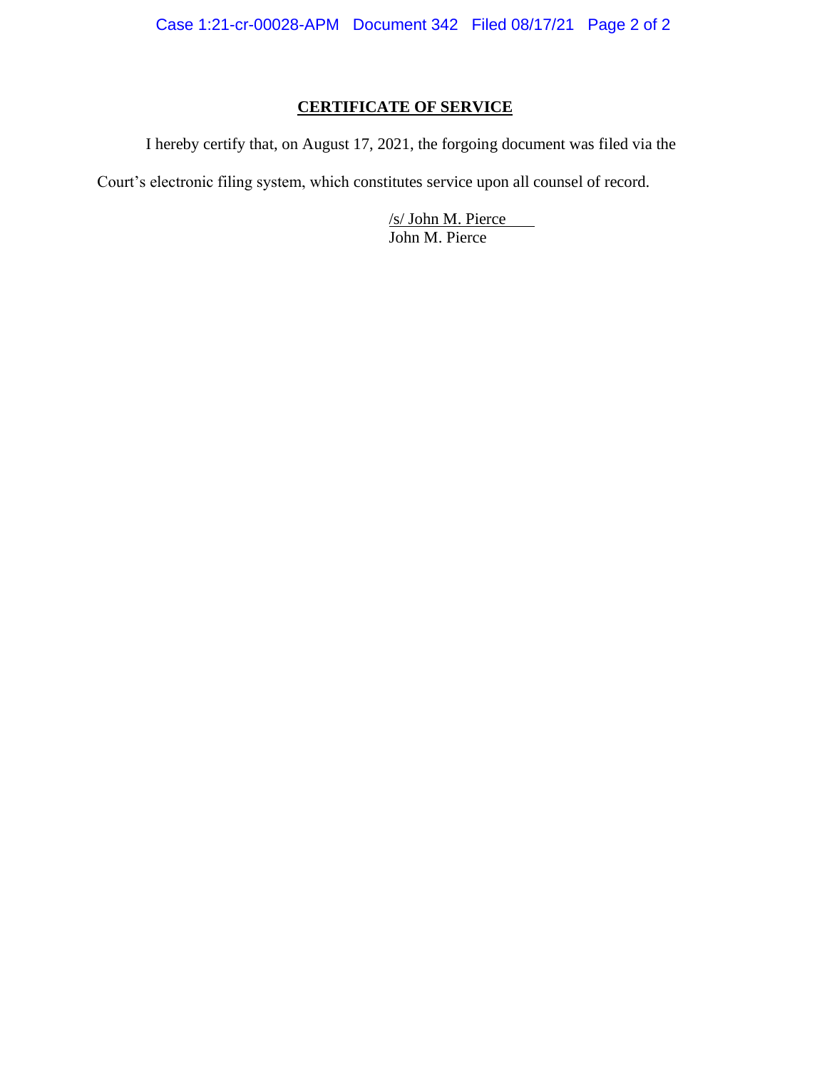## CERTIFICATE OF SERVICE

I hereby certify that, on August 17, 2021, the forgoing document was filed via the Court's electronic filing system, which constitutes service upon all counsel of record.

/s/ John M. Pierce
John M. Pierce